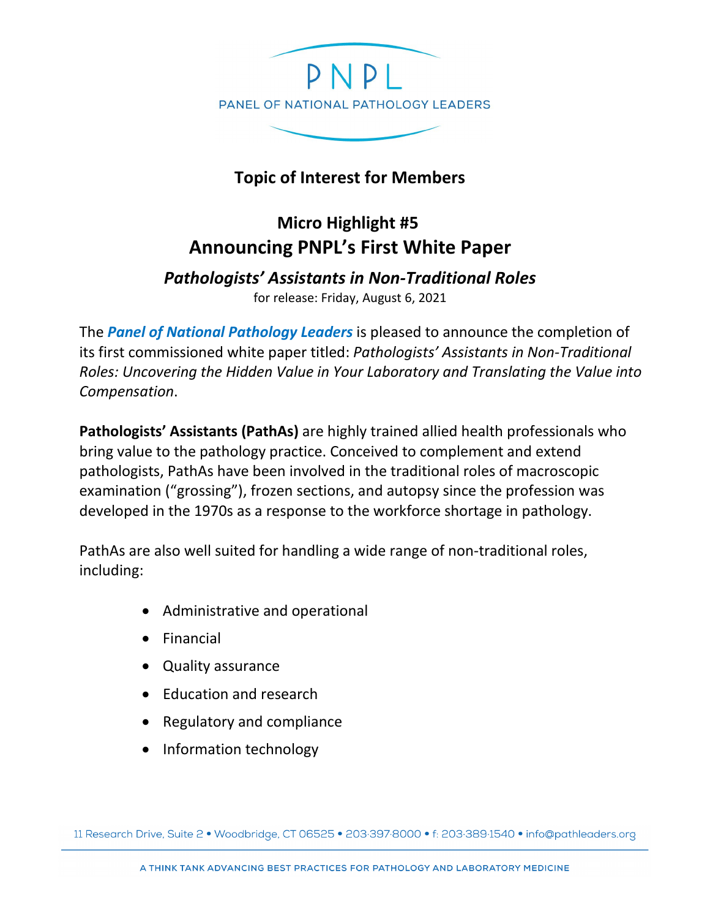PNPL

PANEL OF NATIONAL PATHOLOGY LEADERS

## Topic of Interest for Members

## Micro Highlight #5

# Announcing PNPL's First White Paper

## *Pathologists' Assistants in Non-Traditional Roles*

for release: Friday, August 6, 2021

The ***Panel of National Pathology Leaders*** is pleased to announce the completion of its first commissioned white paper titled: *Pathologists' Assistants in Non-Traditional Roles: Uncovering the Hidden Value in Your Laboratory and Translating the Value into Compensation*.

**Pathologists' Assistants (PathAs)** are highly trained allied health professionals who bring value to the pathology practice. Conceived to complement and extend pathologists, PathAs have been involved in the traditional roles of macroscopic examination ("grossing"), frozen sections, and autopsy since the profession was developed in the 1970s as a response to the workforce shortage in pathology.

PathAs are also well suited for handling a wide range of non-traditional roles, including:

- Administrative and operational
- Financial
- Quality assurance
- Education and research
- Regulatory and compliance
- Information technology

11 Research Drive, Suite 2 • Woodbridge, CT 06525 • 203·397·8000 • f: 203·389·1540 • info@pathleaders.org

A THINK TANK ADVANCING BEST PRACTICES FOR PATHOLOGY AND LABORATORY MEDICINE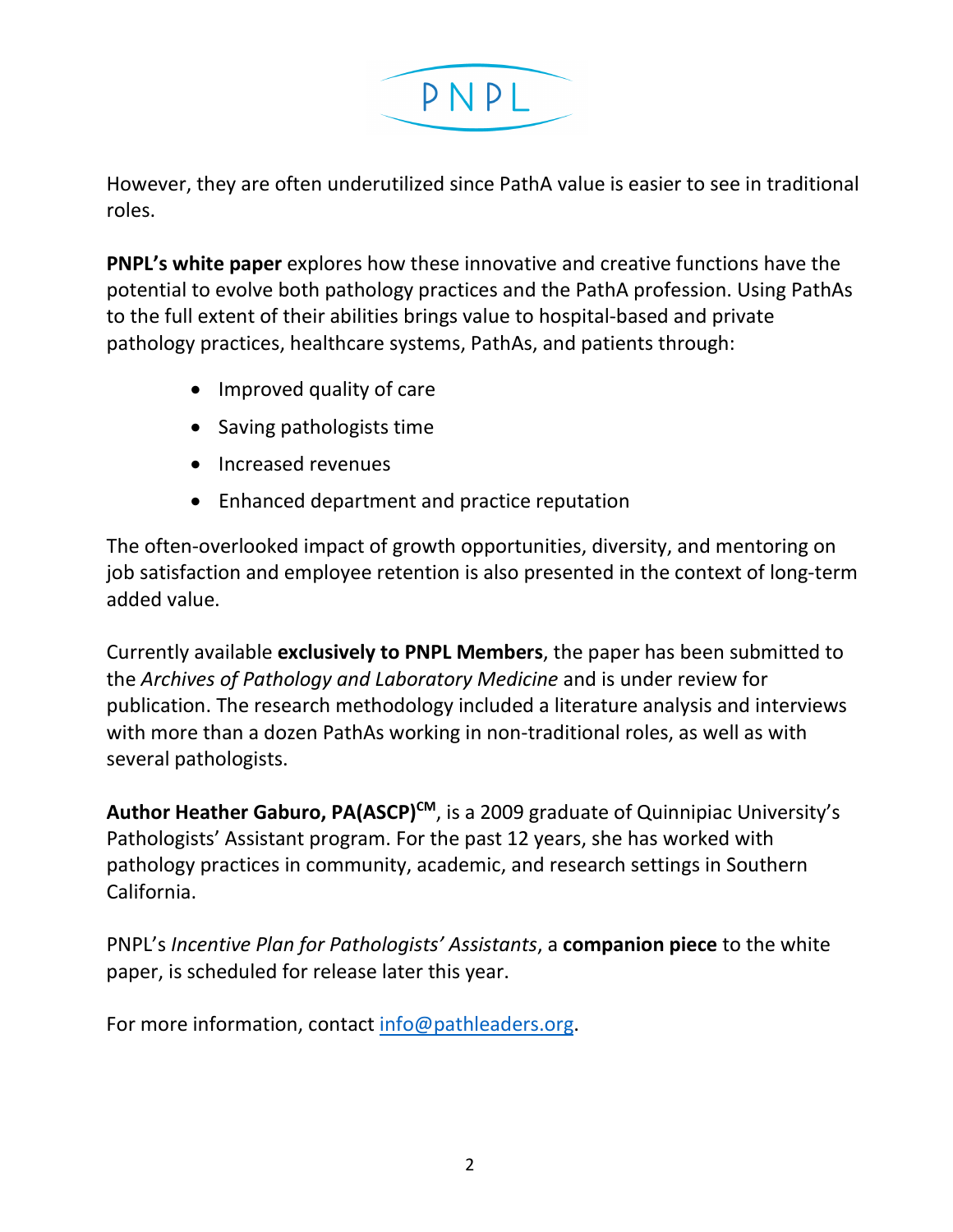However, they are often underutilized since PathA value is easier to see in traditional roles.

**PNPL's white paper** explores how these innovative and creative functions have the potential to evolve both pathology practices and the PathA profession. Using PathAs to the full extent of their abilities brings value to hospital-based and private pathology practices, healthcare systems, PathAs, and patients through:

- Improved quality of care
- Saving pathologists time
- Increased revenues
- Enhanced department and practice reputation

The often-overlooked impact of growth opportunities, diversity, and mentoring on job satisfaction and employee retention is also presented in the context of long-term added value.

Currently available **exclusively to PNPL Members**, the paper has been submitted to the *Archives of Pathology and Laboratory Medicine* and is under review for publication. The research methodology included a literature analysis and interviews with more than a dozen PathAs working in non-traditional roles, as well as with several pathologists.

**Author Heather Gaburo, PA(ASCP)$^{CM}$**, is a 2009 graduate of Quinnipiac University's Pathologists' Assistant program. For the past 12 years, she has worked with pathology practices in community, academic, and research settings in Southern California.

PNPL's *Incentive Plan for Pathologists' Assistants*, a **companion piece** to the white paper, is scheduled for release later this year.

For more information, contact info@pathleaders.org.